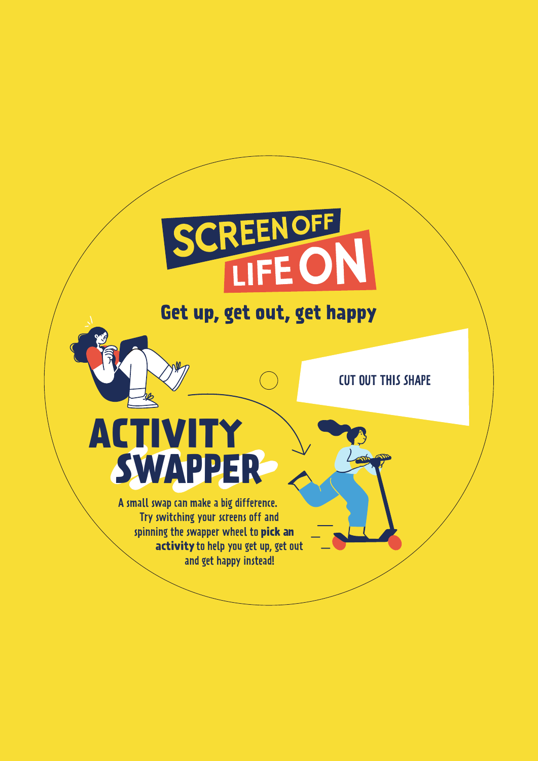# SCREEN OFF LIFE ON

## Get up, get out, get happy

CUT OUT THIS SHAPE

# ACTIVITY SWAPPER

A small swap can make a big difference. Try switching your screens off and spinning the swapper wheel to **pick an activity** to help you get up, get out and get happy instead!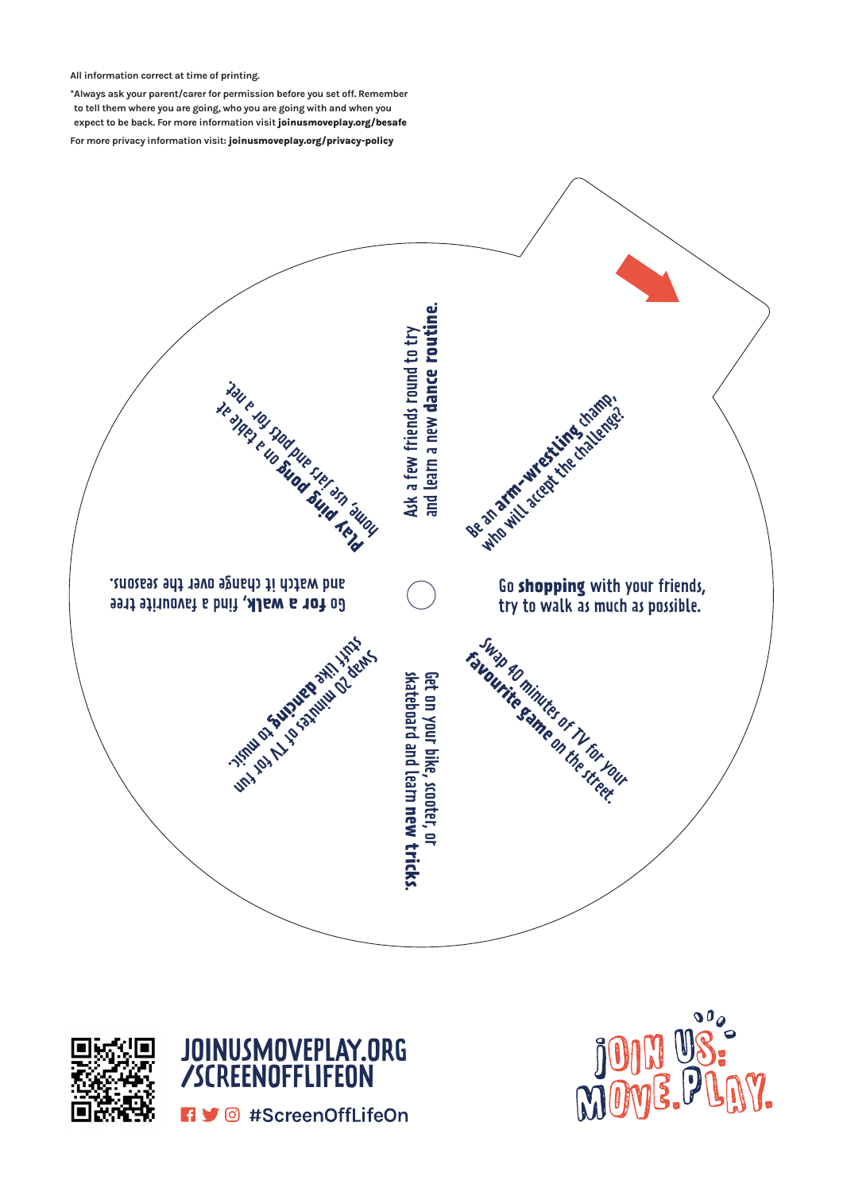All information correct at time of printing.

*Always ask your parent/carer for permission before you set off. Remember to tell them where you are going, who you are going with and when you expect to be back. For more information visit **joinusmoveplay.org/besafe**

For more privacy information visit: **joinusmoveplay.org/privacy-policy**

Ask a few friends round to try and learn a new **dance routine**.

Be an **arm-wrestling** champ, who will accept the challenge?

Go **shopping** with your friends, try to walk as much as possible.

Swap 40 minutes of TV for your **favourite game** on the street.

Get on your bike, scooter, or skateboard and learn **new tricks**.

Swap 20 minutes of TV for fun stuff like **dancing** to music.

Go **for a walk**, find a favourite tree and watch it change over the seasons.

**Play ping pong** on a table at home, use jars and pots for a net.

**JOINUSMOVEPLAY.ORG/SCREENOFFLIFEON**

#ScreenOffLifeOn

JOIN US: MOVE.PLAY.